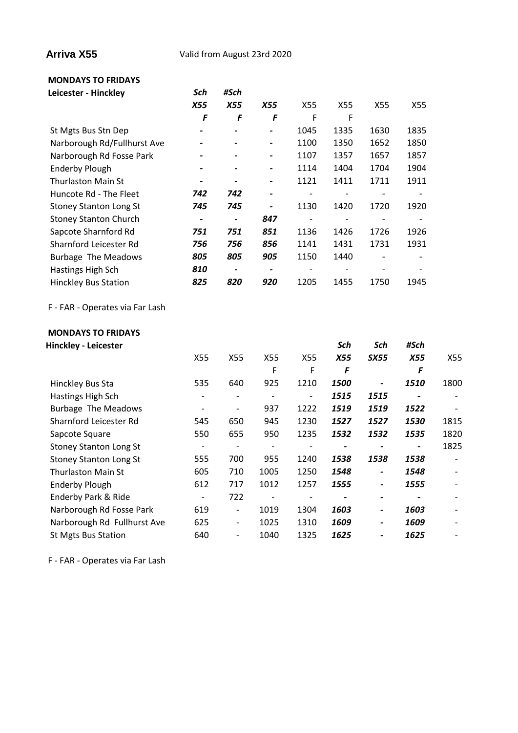**Arriva X55** Valid from August 23rd 2020

**MONDAYS TO FRIDAYS**

**Leicester - Hinckley**

| | *Sch* | *#Sch* | | | | | |
|---|---|---|---|---|---|---|---|
| | ***X55*** | ***X55*** | ***X55*** | X55 | X55 | X55 | X55 |
| | ***F*** | ***F*** | ***F*** | F | F | | |
| St Mgts Bus Stn Dep | - | - | - | 1045 | 1335 | 1630 | 1835 |
| Narborough Rd/Fullhurst Ave | - | - | - | 1100 | 1350 | 1652 | 1850 |
| Narborough Rd Fosse Park | - | - | - | 1107 | 1357 | 1657 | 1857 |
| Enderby Plough | - | - | - | 1114 | 1404 | 1704 | 1904 |
| Thurlaston Main St | - | - | - | 1121 | 1411 | 1711 | 1911 |
| Huncote Rd - The Fleet | ***742*** | ***742*** | - | - | - | - | - |
| Stoney Stanton Long St | ***745*** | ***745*** | - | 1130 | 1420 | 1720 | 1920 |
| Stoney Stanton Church | - | - | ***847*** | - | - | - | - |
| Sapcote Sharnford Rd | ***751*** | ***751*** | ***851*** | 1136 | 1426 | 1726 | 1926 |
| Sharnford Leicester Rd | ***756*** | ***756*** | ***856*** | 1141 | 1431 | 1731 | 1931 |
| Burbage The Meadows | ***805*** | ***805*** | ***905*** | 1150 | 1440 | - | - |
| Hastings High Sch | ***810*** | - | - | - | - | - | - |
| Hinckley Bus Station | ***825*** | ***820*** | ***920*** | 1205 | 1455 | 1750 | 1945 |

F - FAR - Operates via Far Lash

**MONDAYS TO FRIDAYS**

**Hinckley - Leicester**

| | | | | | *Sch* | *Sch* | *#Sch* | |
|---|---|---|---|---|---|---|---|---|
| | X55 | X55 | X55 | X55 | ***X55*** | ***SX55*** | ***X55*** | X55 |
| | | | F | F | ***F*** | | ***F*** | |
| Hinckley Bus Sta | 535 | 640 | 925 | 1210 | ***1500*** | - | ***1510*** | 1800 |
| Hastings High Sch | - | - | - | - | ***1515*** | ***1515*** | - | - |
| Burbage The Meadows | - | - | 937 | 1222 | ***1519*** | ***1519*** | ***1522*** | - |
| Sharnford Leicester Rd | 545 | 650 | 945 | 1230 | ***1527*** | ***1527*** | ***1530*** | 1815 |
| Sapcote Square | 550 | 655 | 950 | 1235 | ***1532*** | ***1532*** | ***1535*** | 1820 |
| Stoney Stanton Long St | - | - | - | - | - | - | - | 1825 |
| Stoney Stanton Long St | 555 | 700 | 955 | 1240 | ***1538*** | ***1538*** | ***1538*** | - |
| Thurlaston Main St | 605 | 710 | 1005 | 1250 | ***1548*** | - | ***1548*** | - |
| Enderby Plough | 612 | 717 | 1012 | 1257 | ***1555*** | - | ***1555*** | - |
| Enderby Park & Ride | - | 722 | - | - | - | - | - | - |
| Narborough Rd Fosse Park | 619 | - | 1019 | 1304 | ***1603*** | - | ***1603*** | - |
| Narborough Rd Fullhurst Ave | 625 | - | 1025 | 1310 | ***1609*** | - | ***1609*** | - |
| St Mgts Bus Station | 640 | - | 1040 | 1325 | ***1625*** | - | ***1625*** | - |

F - FAR - Operates via Far Lash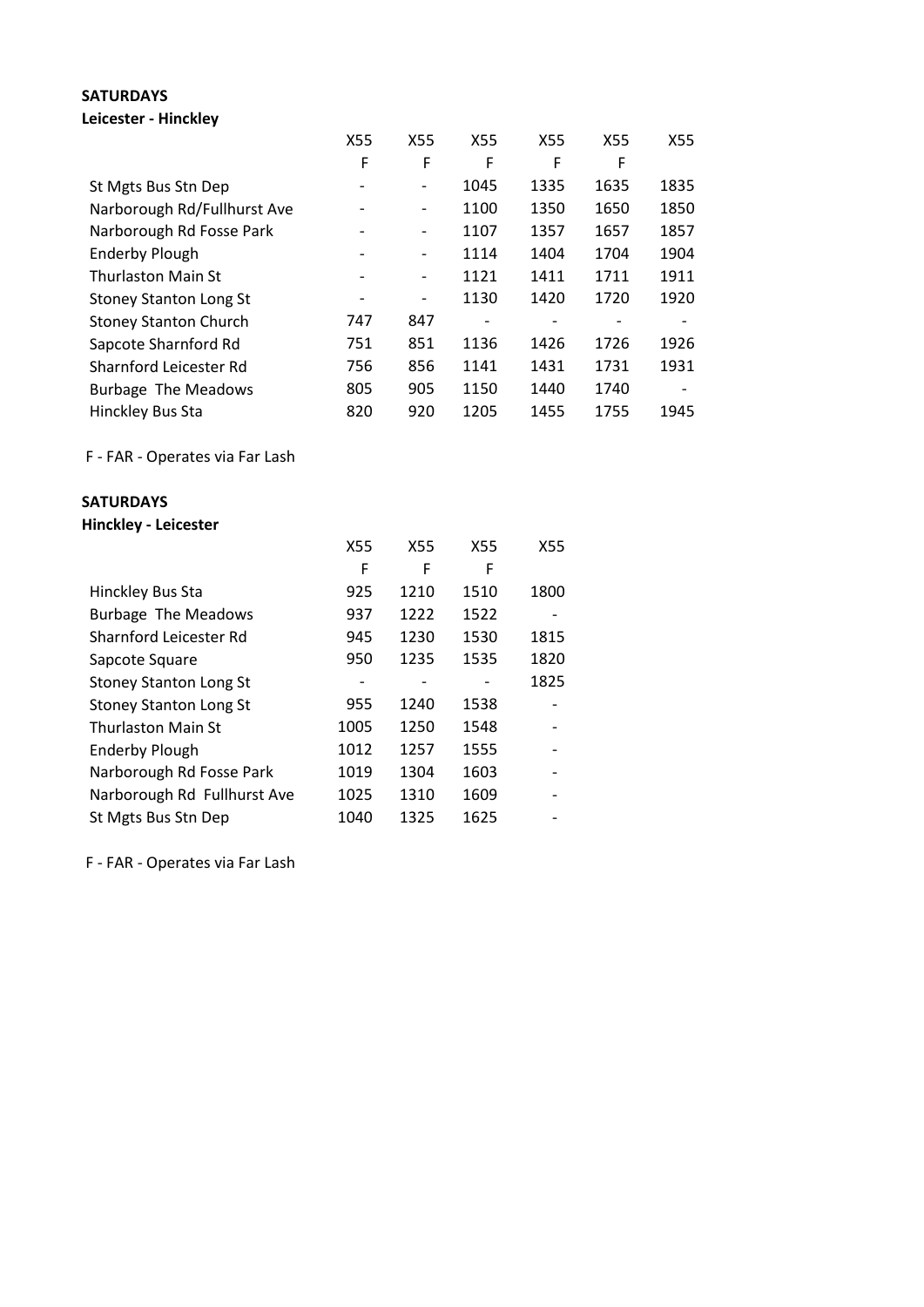**SATURDAYS**

**Leicester - Hinckley**

| | X55 | X55 | X55 | X55 | X55 | X55 |
|---|---|---|---|---|---|---|
| | F | F | F | F | F | |
| St Mgts Bus Stn Dep | - | - | 1045 | 1335 | 1635 | 1835 |
| Narborough Rd/Fullhurst Ave | - | - | 1100 | 1350 | 1650 | 1850 |
| Narborough Rd Fosse Park | - | - | 1107 | 1357 | 1657 | 1857 |
| Enderby Plough | - | - | 1114 | 1404 | 1704 | 1904 |
| Thurlaston Main St | - | - | 1121 | 1411 | 1711 | 1911 |
| Stoney Stanton Long St | - | - | 1130 | 1420 | 1720 | 1920 |
| Stoney Stanton Church | 747 | 847 | - | - | - | - |
| Sapcote Sharnford Rd | 751 | 851 | 1136 | 1426 | 1726 | 1926 |
| Sharnford Leicester Rd | 756 | 856 | 1141 | 1431 | 1731 | 1931 |
| Burbage The Meadows | 805 | 905 | 1150 | 1440 | 1740 | - |
| Hinckley Bus Sta | 820 | 920 | 1205 | 1455 | 1755 | 1945 |

F - FAR - Operates via Far Lash

**SATURDAYS**

**Hinckley - Leicester**

| | X55 | X55 | X55 | X55 |
|---|---|---|---|---|
| | F | F | F | |
| Hinckley Bus Sta | 925 | 1210 | 1510 | 1800 |
| Burbage The Meadows | 937 | 1222 | 1522 | - |
| Sharnford Leicester Rd | 945 | 1230 | 1530 | 1815 |
| Sapcote Square | 950 | 1235 | 1535 | 1820 |
| Stoney Stanton Long St | - | - | - | 1825 |
| Stoney Stanton Long St | 955 | 1240 | 1538 | - |
| Thurlaston Main St | 1005 | 1250 | 1548 | - |
| Enderby Plough | 1012 | 1257 | 1555 | - |
| Narborough Rd Fosse Park | 1019 | 1304 | 1603 | - |
| Narborough Rd Fullhurst Ave | 1025 | 1310 | 1609 | - |
| St Mgts Bus Stn Dep | 1040 | 1325 | 1625 | - |

F - FAR - Operates via Far Lash